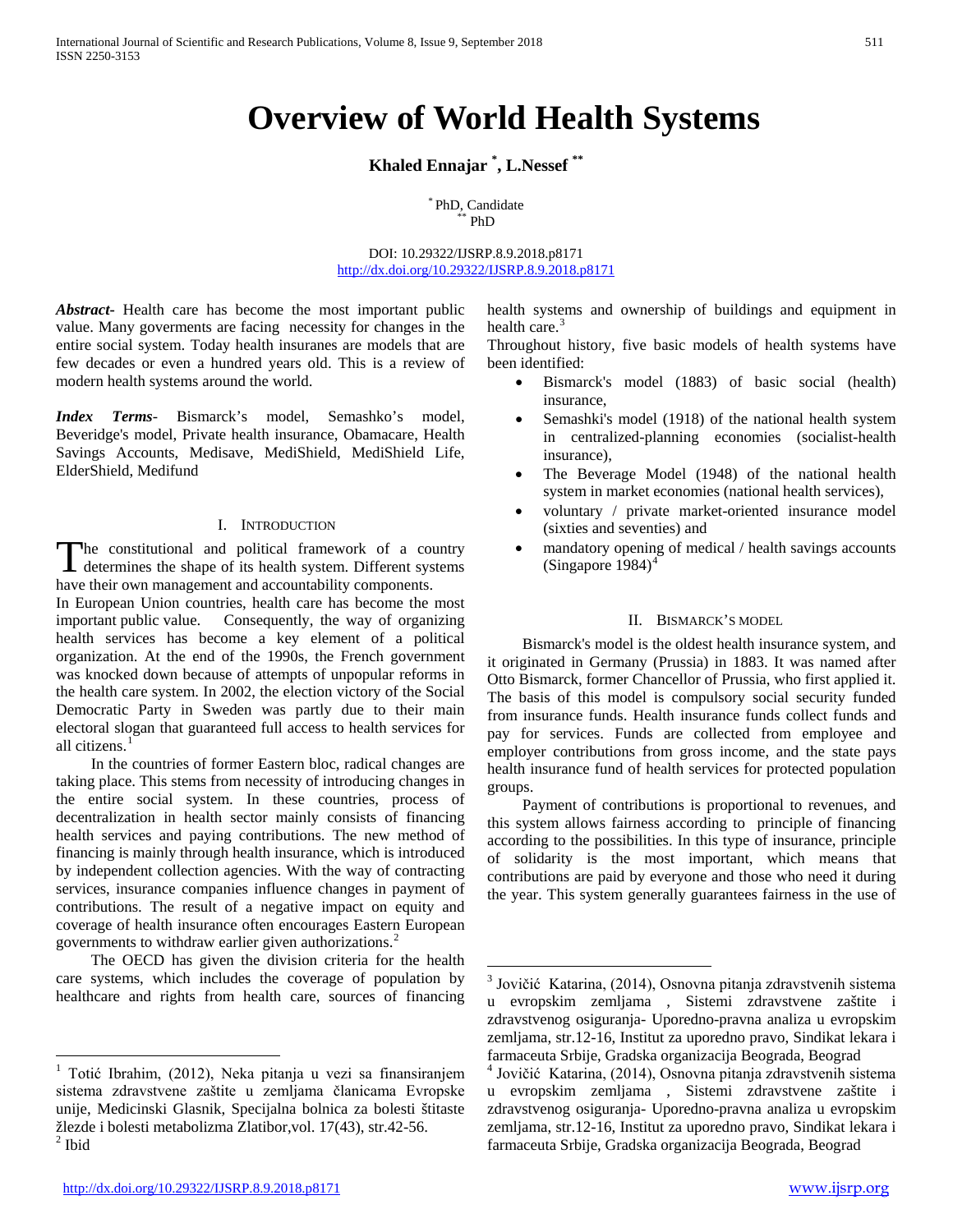# Overview of World Health Systems

**Khaled Ennajar [*], L.Nessef [**]**

[*] PhD, Candidate
[**] PhD

DOI: 10.29322/IJSRP.8.9.2018.p8171
http://dx.doi.org/10.29322/IJSRP.8.9.2018.p8171

***Abstract***- Health care has become the most important public value. Many goverments are facing necessity for changes in the entire social system. Today health insuranes are models that are few decades or even a hundred years old. This is a review of modern health systems around the world.

***Index Terms***- Bismarck's model, Semashko's model, Beveridge's model, Private health insurance, Obamacare, Health Savings Accounts, Medisave, MediShield, MediShield Life, ElderShield, Medifund

## I. Introduction

The constitutional and political framework of a country determines the shape of its health system. Different systems have their own management and accountability components.

In European Union countries, health care has become the most important public value. Consequently, the way of organizing health services has become a key element of a political organization. At the end of the 1990s, the French government was knocked down because of attempts of unpopular reforms in the health care system. In 2002, the election victory of the Social Democratic Party in Sweden was partly due to their main electoral slogan that guaranteed full access to health services for all citizens.[1]

In the countries of former Eastern bloc, radical changes are taking place. This stems from necessity of introducing changes in the entire social system. In these countries, process of decentralization in health sector mainly consists of financing health services and paying contributions. The new method of financing is mainly through health insurance, which is introduced by independent collection agencies. With the way of contracting services, insurance companies influence changes in payment of contributions. The result of a negative impact on equity and coverage of health insurance often encourages Eastern European governments to withdraw earlier given authorizations.[2]

The OECD has given the division criteria for the health care systems, which includes the coverage of population by healthcare and rights from health care, sources of financing health systems and ownership of buildings and equipment in health care.[3]

Throughout history, five basic models of health systems have been identified:

- Bismarck's model (1883) of basic social (health) insurance,
- Semashki's model (1918) of the national health system in centralized-planning economies (socialist-health insurance),
- The Beverage Model (1948) of the national health system in market economies (national health services),
- voluntary / private market-oriented insurance model (sixties and seventies) and
- mandatory opening of medical / health savings accounts (Singapore 1984)[4]

## II. Bismarck's Model

Bismarck's model is the oldest health insurance system, and it originated in Germany (Prussia) in 1883. It was named after Otto Bismarck, former Chancellor of Prussia, who first applied it. The basis of this model is compulsory social security funded from insurance funds. Health insurance funds collect funds and pay for services. Funds are collected from employee and employer contributions from gross income, and the state pays health insurance fund of health services for protected population groups.

Payment of contributions is proportional to revenues, and this system allows fairness according to principle of financing according to the possibilities. In this type of insurance, principle of solidarity is the most important, which means that contributions are paid by everyone and those who need it during the year. This system generally guarantees fairness in the use of

---

[1] Totić Ibrahim, (2012), Neka pitanja u vezi sa finansiranjem sistema zdravstvene zaštite u zemljama članicama Evropske unije, Medicinski Glasnik, Specijalna bolnica za bolesti štitaste žlezde i bolesti metabolizma Zlatibor,vol. 17(43), str.42-56.

[2] Ibid

[3] Jovičić Katarina, (2014), Osnovna pitanja zdravstvenih sistema u evropskim zemljama , Sistemi zdravstvene zaštite i zdravstvenog osiguranja- Uporedno-pravna analiza u evropskim zemljama, str.12-16, Institut za uporedno pravo, Sindikat lekara i farmaceuta Srbije, Gradska organizacija Beograda, Beograd

[4] Jovičić Katarina, (2014), Osnovna pitanja zdravstvenih sistema u evropskim zemljama , Sistemi zdravstvene zaštite i zdravstvenog osiguranja- Uporedno-pravna analiza u evropskim zemljama, str.12-16, Institut za uporedno pravo, Sindikat lekara i farmaceuta Srbije, Gradska organizacija Beograda, Beograd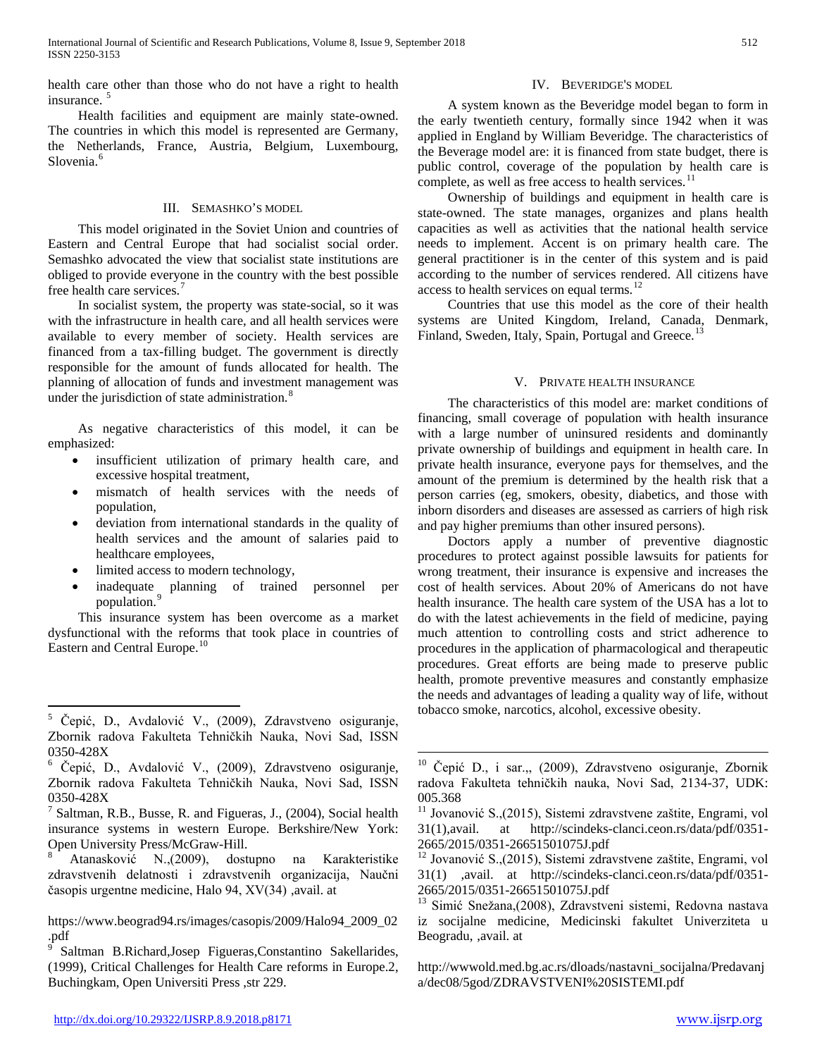health care other than those who do not have a right to health insurance. [5]

Health facilities and equipment are mainly state-owned. The countries in which this model is represented are Germany, the Netherlands, France, Austria, Belgium, Luxembourg, Slovenia.[6]

## III. Semashko's model

This model originated in the Soviet Union and countries of Eastern and Central Europe that had socialist social order. Semashko advocated the view that socialist state institutions are obliged to provide everyone in the country with the best possible free health care services.[7]

In socialist system, the property was state-social, so it was with the infrastructure in health care, and all health services were available to every member of society. Health services are financed from a tax-filling budget. The government is directly responsible for the amount of funds allocated for health. The planning of allocation of funds and investment management was under the jurisdiction of state administration.[8]

As negative characteristics of this model, it can be emphasized:

- insufficient utilization of primary health care, and excessive hospital treatment,
- mismatch of health services with the needs of population,
- deviation from international standards in the quality of health services and the amount of salaries paid to healthcare employees,
- limited access to modern technology,
- inadequate planning of trained personnel per population.[9]

This insurance system has been overcome as a market dysfunctional with the reforms that took place in countries of Eastern and Central Europe.[10]

## IV. Beveridge's model

A system known as the Beveridge model began to form in the early twentieth century, formally since 1942 when it was applied in England by William Beveridge. The characteristics of the Beverage model are: it is financed from state budget, there is public control, coverage of the population by health care is complete, as well as free access to health services.[11]

Ownership of buildings and equipment in health care is state-owned. The state manages, organizes and plans health capacities as well as activities that the national health service needs to implement. Accent is on primary health care. The general practitioner is in the center of this system and is paid according to the number of services rendered. All citizens have access to health services on equal terms.[12]

Countries that use this model as the core of their health systems are United Kingdom, Ireland, Canada, Denmark, Finland, Sweden, Italy, Spain, Portugal and Greece.[13]

## V. Private health insurance

The characteristics of this model are: market conditions of financing, small coverage of population with health insurance with a large number of uninsured residents and dominantly private ownership of buildings and equipment in health care. In private health insurance, everyone pays for themselves, and the amount of the premium is determined by the health risk that a person carries (eg, smokers, obesity, diabetics, and those with inborn disorders and diseases are assessed as carriers of high risk and pay higher premiums than other insured persons).

Doctors apply a number of preventive diagnostic procedures to protect against possible lawsuits for patients for wrong treatment, their insurance is expensive and increases the cost of health services. About 20% of Americans do not have health insurance. The health care system of the USA has a lot to do with the latest achievements in the field of medicine, paying much attention to controlling costs and strict adherence to procedures in the application of pharmacological and therapeutic procedures. Great efforts are being made to preserve public health, promote preventive measures and constantly emphasize the needs and advantages of leading a quality way of life, without tobacco smoke, narcotics, alcohol, excessive obesity.

---

[5] Čepić, D., Avdalović V., (2009), Zdravstveno osiguranje, Zbornik radova Fakulteta Tehničkih Nauka, Novi Sad, ISSN 0350-428X

[6] Čepić, D., Avdalović V., (2009), Zdravstveno osiguranje, Zbornik radova Fakulteta Tehničkih Nauka, Novi Sad, ISSN 0350-428X

[7] Saltman, R.B., Busse, R. and Figueras, J., (2004), Social health insurance systems in western Europe. Berkshire/New York: Open University Press/McGraw-Hill.

[8] Atanasković N.,(2009), dostupno na Karakteristike zdravstvenih delatnosti i zdravstvenih organizacija, Naučni časopis urgentne medicine, Halo 94, XV(34) ,avail. at https://www.beograd94.rs/images/casopis/2009/Halo94_2009_02.pdf

[9] Saltman B.Richard,Josep Figueras,Constantino Sakellarides, (1999), Critical Challenges for Health Care reforms in Europe.2, Buchingkam, Open Universiti Press ,str 229.

[10] Čepić D., i sar.,, (2009), Zdravstveno osiguranje, Zbornik radova Fakulteta tehničkih nauka, Novi Sad, 2134-37, UDK: 005.368

[11] Jovanović S.,(2015), Sistemi zdravstvene zaštite, Engrami, vol 31(1),avail. at http://scindeks-clanci.ceon.rs/data/pdf/0351-2665/2015/0351-26651501075J.pdf

[12] Jovanović S.,(2015), Sistemi zdravstvene zaštite, Engrami, vol 31(1) ,avail. at http://scindeks-clanci.ceon.rs/data/pdf/0351-2665/2015/0351-26651501075J.pdf

[13] Simić Snežana,(2008), Zdravstveni sistemi, Redovna nastava iz socijalne medicine, Medicinski fakultet Univerziteta u Beogradu, ,avail. at http://wwwold.med.bg.ac.rs/dloads/nastavni_socijalna/Predavanja/dec08/5god/ZDRAVSTVENI%20SISTEMI.pdf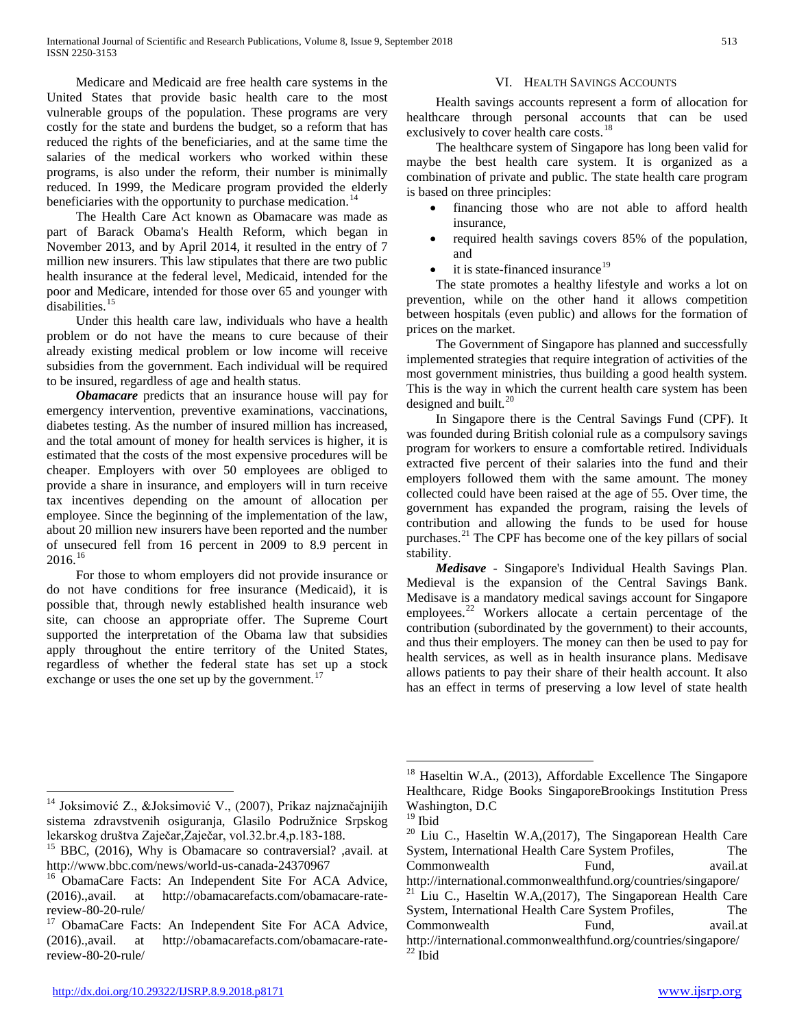Medicare and Medicaid are free health care systems in the United States that provide basic health care to the most vulnerable groups of the population. These programs are very costly for the state and burdens the budget, so a reform that has reduced the rights of the beneficiaries, and at the same time the salaries of the medical workers who worked within these programs, is also under the reform, their number is minimally reduced. In 1999, the Medicare program provided the elderly beneficiaries with the opportunity to purchase medication.[14]

The Health Care Act known as Obamacare was made as part of Barack Obama's Health Reform, which began in November 2013, and by April 2014, it resulted in the entry of 7 million new insurers. This law stipulates that there are two public health insurance at the federal level, Medicaid, intended for the poor and Medicare, intended for those over 65 and younger with disabilities.[15]

Under this health care law, individuals who have a health problem or do not have the means to cure because of their already existing medical problem or low income will receive subsidies from the government. Each individual will be required to be insured, regardless of age and health status.

***Obamacare*** predicts that an insurance house will pay for emergency intervention, preventive examinations, vaccinations, diabetes testing. As the number of insured million has increased, and the total amount of money for health services is higher, it is estimated that the costs of the most expensive procedures will be cheaper. Employers with over 50 employees are obliged to provide a share in insurance, and employers will in turn receive tax incentives depending on the amount of allocation per employee. Since the beginning of the implementation of the law, about 20 million new insurers have been reported and the number of unsecured fell from 16 percent in 2009 to 8.9 percent in 2016.[16]

For those to whom employers did not provide insurance or do not have conditions for free insurance (Medicaid), it is possible that, through newly established health insurance web site, can choose an appropriate offer. The Supreme Court supported the interpretation of the Obama law that subsidies apply throughout the entire territory of the United States, regardless of whether the federal state has set up a stock exchange or uses the one set up by the government.[17]

## VI. Health Savings Accounts

Health savings accounts represent a form of allocation for healthcare through personal accounts that can be used exclusively to cover health care costs.[18]

The healthcare system of Singapore has long been valid for maybe the best health care system. It is organized as a combination of private and public. The state health care program is based on three principles:

- financing those who are not able to afford health insurance,
- required health savings covers 85% of the population, and
- it is state-financed insurance[19]

The state promotes a healthy lifestyle and works a lot on prevention, while on the other hand it allows competition between hospitals (even public) and allows for the formation of prices on the market.

The Government of Singapore has planned and successfully implemented strategies that require integration of activities of the most government ministries, thus building a good health system. This is the way in which the current health care system has been designed and built.[20]

In Singapore there is the Central Savings Fund (CPF). It was founded during British colonial rule as a compulsory savings program for workers to ensure a comfortable retired. Individuals extracted five percent of their salaries into the fund and their employers followed them with the same amount. The money collected could have been raised at the age of 55. Over time, the government has expanded the program, raising the levels of contribution and allowing the funds to be used for house purchases.[21] The CPF has become one of the key pillars of social stability.

***Medisave*** - Singapore's Individual Health Savings Plan. Medieval is the expansion of the Central Savings Bank. Medisave is a mandatory medical savings account for Singapore employees.[22] Workers allocate a certain percentage of the contribution (subordinated by the government) to their accounts, and thus their employers. The money can then be used to pay for health services, as well as in health insurance plans. Medisave allows patients to pay their share of their health account. It also has an effect in terms of preserving a low level of state health

---

[14] Joksimović Z., &Joksimović V., (2007), Prikaz najznačajnijih sistema zdravstvenih osiguranja, Glasilo Podružnice Srpskog lekarskog društva Zaječar,Zaječar, vol.32.br.4,p.183-188.

[15] BBC, (2016), Why is Obamacare so contraversial? ,avail. at http://www.bbc.com/news/world-us-canada-24370967

[16] ObamaCare Facts: An Independent Site For ACA Advice, (2016).,avail. at http://obamacarefacts.com/obamacare-rate-review-80-20-rule/

[17] ObamaCare Facts: An Independent Site For ACA Advice, (2016).,avail. at http://obamacarefacts.com/obamacare-rate-review-80-20-rule/

[18] Haseltin W.A., (2013), Affordable Excellence The Singapore Healthcare, Ridge Books SingaporeBrookings Institution Press Washington, D.C

[19] Ibid

[20] Liu C., Haseltin W.A,(2017), The Singaporean Health Care System, International Health Care System Profiles, The Commonwealth Fund, avail.at http://international.commonwealthfund.org/countries/singapore/

[21] Liu C., Haseltin W.A,(2017), The Singaporean Health Care System, International Health Care System Profiles, The Commonwealth Fund, avail.at http://international.commonwealthfund.org/countries/singapore/

[22] Ibid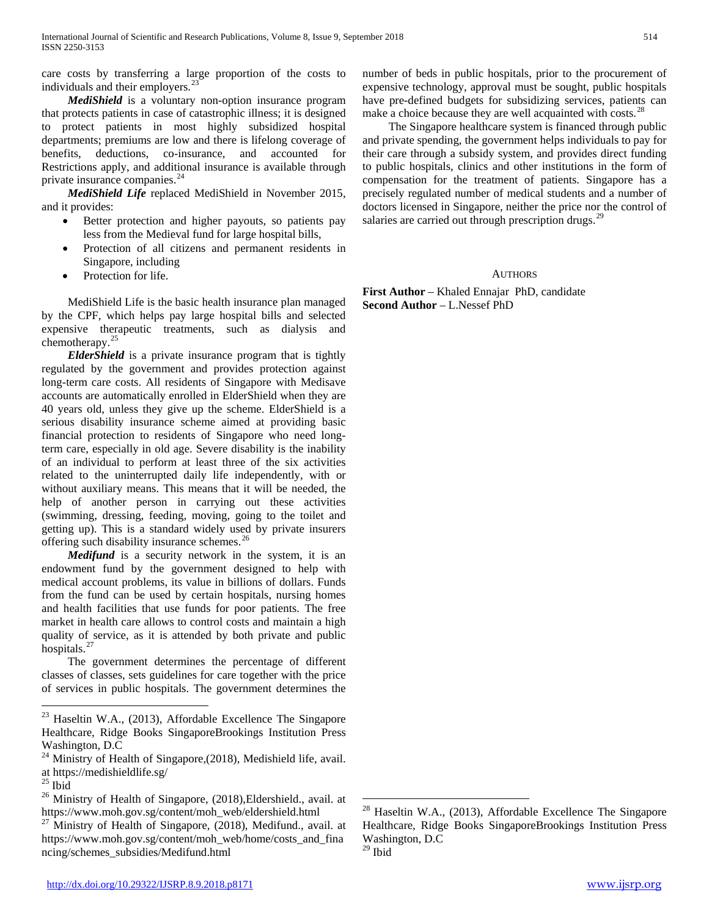care costs by transferring a large proportion of the costs to individuals and their employers.[23]

***MediShield*** is a voluntary non-option insurance program that protects patients in case of catastrophic illness; it is designed to protect patients in most highly subsidized hospital departments; premiums are low and there is lifelong coverage of benefits, deductions, co-insurance, and accounted for Restrictions apply, and additional insurance is available through private insurance companies.[24]

***MediShield Life*** replaced MediShield in November 2015, and it provides:

- Better protection and higher payouts, so patients pay less from the Medieval fund for large hospital bills,
- Protection of all citizens and permanent residents in Singapore, including
- Protection for life.

MediShield Life is the basic health insurance plan managed by the CPF, which helps pay large hospital bills and selected expensive therapeutic treatments, such as dialysis and chemotherapy.[25]

***ElderShield*** is a private insurance program that is tightly regulated by the government and provides protection against long-term care costs. All residents of Singapore with Medisave accounts are automatically enrolled in ElderShield when they are 40 years old, unless they give up the scheme. ElderShield is a serious disability insurance scheme aimed at providing basic financial protection to residents of Singapore who need long-term care, especially in old age. Severe disability is the inability of an individual to perform at least three of the six activities related to the uninterrupted daily life independently, with or without auxiliary means. This means that it will be needed, the help of another person in carrying out these activities (swimming, dressing, feeding, moving, going to the toilet and getting up). This is a standard widely used by private insurers offering such disability insurance schemes.[26]

***Medifund*** is a security network in the system, it is an endowment fund by the government designed to help with medical account problems, its value in billions of dollars. Funds from the fund can be used by certain hospitals, nursing homes and health facilities that use funds for poor patients. The free market in health care allows to control costs and maintain a high quality of service, as it is attended by both private and public hospitals.[27]

The government determines the percentage of different classes of classes, sets guidelines for care together with the price of services in public hospitals. The government determines the number of beds in public hospitals, prior to the procurement of expensive technology, approval must be sought, public hospitals have pre-defined budgets for subsidizing services, patients can make a choice because they are well acquainted with costs.[28]

The Singapore healthcare system is financed through public and private spending, the government helps individuals to pay for their care through a subsidy system, and provides direct funding to public hospitals, clinics and other institutions in the form of compensation for the treatment of patients. Singapore has a precisely regulated number of medical students and a number of doctors licensed in Singapore, neither the price nor the control of salaries are carried out through prescription drugs.[29]

## AUTHORS

**First Author** – Khaled Ennajar PhD, candidate
**Second Author** – L.Nessef PhD

---

[23] Haseltin W.A., (2013), Affordable Excellence The Singapore Healthcare, Ridge Books SingaporeBrookings Institution Press Washington, D.C

[24] Ministry of Health of Singapore,(2018), Medishield life, avail. at https://medishieldlife.sg/

[25] Ibid

[26] Ministry of Health of Singapore, (2018),Eldershield., avail. at https://www.moh.gov.sg/content/moh_web/eldershield.html

[27] Ministry of Health of Singapore, (2018), Medifund., avail. at https://www.moh.gov.sg/content/moh_web/home/costs_and_financing/schemes_subsidies/Medifund.html

[28] Haseltin W.A., (2013), Affordable Excellence The Singapore Healthcare, Ridge Books SingaporeBrookings Institution Press Washington, D.C

[29] Ibid